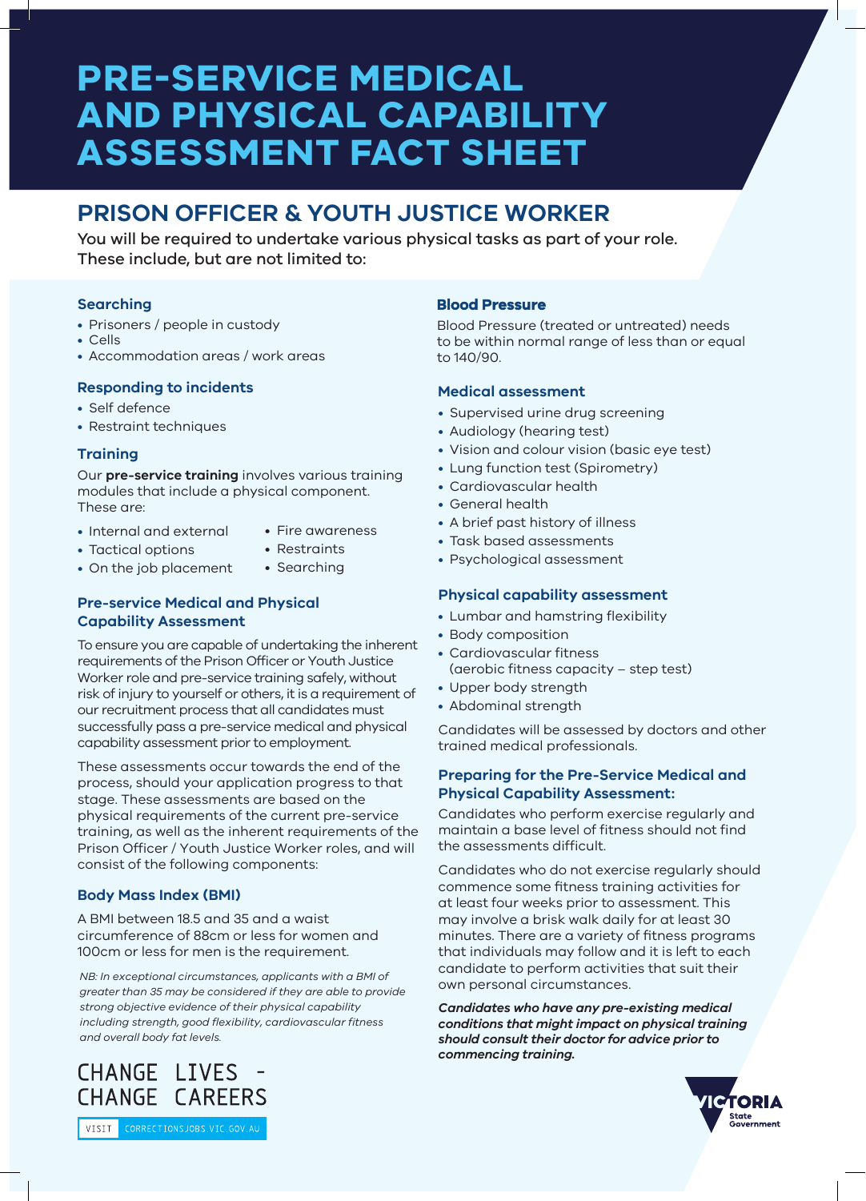# PRE-SERVICE MEDICAL AND PHYSICAL CAPABILITY ASSESSMENT FACT SHEET

## PRISON OFFICER & YOUTH JUSTICE WORKER

You will be required to undertake various physical tasks as part of your role. These include, but are not limited to:

### Searching

- Prisoners / people in custody
- Cells
- Accommodation areas / work areas

### Responding to incidents

- Self defence
- Restraint techniques

### Training

Our **pre-service training** involves various training modules that include a physical component. These are:

- Internal and external
- Tactical options
- On the job placement
- Fire awareness
- Restraints
- Searching

### Pre-service Medical and Physical Capability Assessment

To ensure you are capable of undertaking the inherent requirements of the Prison Officer or Youth Justice Worker role and pre-service training safely, without risk of injury to yourself or others, it is a requirement of our recruitment process that all candidates must successfully pass a pre-service medical and physical capability assessment prior to employment.

These assessments occur towards the end of the process, should your application progress to that stage. These assessments are based on the physical requirements of the current pre-service training, as well as the inherent requirements of the Prison Officer / Youth Justice Worker roles, and will consist of the following components:

### Body Mass Index (BMI)

A BMI between 18.5 and 35 and a waist circumference of 88cm or less for women and 100cm or less for men is the requirement.

*NB: In exceptional circumstances, applicants with a BMI of greater than 35 may be considered if they are able to provide strong objective evidence of their physical capability including strength, good flexibility, cardiovascular fitness and overall body fat levels.*

### Blood Pressure

Blood Pressure (treated or untreated) needs to be within normal range of less than or equal to 140/90.

### Medical assessment

- Supervised urine drug screening
- Audiology (hearing test)
- Vision and colour vision (basic eye test)
- Lung function test (Spirometry)
- Cardiovascular health
- General health
- A brief past history of illness
- Task based assessments
- Psychological assessment

### Physical capability assessment

- Lumbar and hamstring flexibility
- Body composition
- Cardiovascular fitness (aerobic fitness capacity – step test)
- Upper body strength
- Abdominal strength

Candidates will be assessed by doctors and other trained medical professionals.

### Preparing for the Pre-Service Medical and Physical Capability Assessment:

Candidates who perform exercise regularly and maintain a base level of fitness should not find the assessments difficult.

Candidates who do not exercise regularly should commence some fitness training activities for at least four weeks prior to assessment. This may involve a brisk walk daily for at least 30 minutes. There are a variety of fitness programs that individuals may follow and it is left to each candidate to perform activities that suit their own personal circumstances.

***Candidates who have any pre-existing medical conditions that might impact on physical training should consult their doctor for advice prior to commencing training.***

CHANGE LIVES – CHANGE CAREERS

VISIT CORRECTIONSJOBS.VIC.GOV.AU

VICTORIA State Government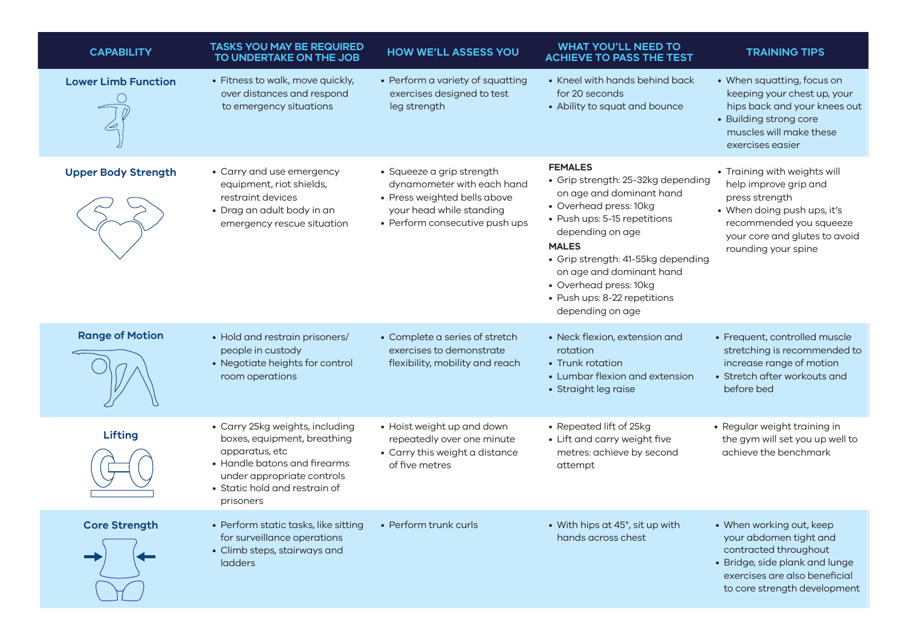| CAPABILITY | TASKS YOU MAY BE REQUIRED TO UNDERTAKE ON THE JOB | HOW WE'LL ASSESS YOU | WHAT YOU'LL NEED TO ACHIEVE TO PASS THE TEST | TRAINING TIPS |
|---|---|---|---|---|
| **Lower Limb Function** | • Fitness to walk, move quickly, over distances and respond to emergency situations | • Perform a variety of squatting exercises designed to test leg strength | • Kneel with hands behind back for 20 seconds<br>• Ability to squat and bounce | • When squatting, focus on keeping your chest up, your hips back and your knees out<br>• Building strong core muscles will make these exercises easier |
| **Upper Body Strength** | • Carry and use emergency equipment, riot shields, restraint devices<br>• Drag an adult body in an emergency rescue situation | • Squeeze a grip strength dynamometer with each hand<br>• Press weighted bells above your head while standing<br>• Perform consecutive push ups | **FEMALES**<br>• Grip strength: 25-32kg depending on age and dominant hand<br>• Overhead press: 10kg<br>• Push ups: 5-15 repetitions depending on age<br>**MALES**<br>• Grip strength: 41-55kg depending on age and dominant hand<br>• Overhead press: 10kg<br>• Push ups: 8-22 repetitions depending on age | • Training with weights will help improve grip and press strength<br>• When doing push ups, it's recommended you squeeze your core and glutes to avoid rounding your spine |
| **Range of Motion** | • Hold and restrain prisoners/people in custody<br>• Negotiate heights for control room operations | • Complete a series of stretch exercises to demonstrate flexibility, mobility and reach | • Neck flexion, extension and rotation<br>• Trunk rotation<br>• Lumbar flexion and extension<br>• Straight leg raise | • Frequent, controlled muscle stretching is recommended to increase range of motion<br>• Stretch after workouts and before bed |
| **Lifting** | • Carry 25kg weights, including boxes, equipment, breathing apparatus, etc<br>• Handle batons and firearms under appropriate controls<br>• Static hold and restrain of prisoners | • Hoist weight up and down repeatedly over one minute<br>• Carry this weight a distance of five metres | • Repeated lift of 25kg<br>• Lift and carry weight five metres: achieve by second attempt | • Regular weight training in the gym will set you up well to achieve the benchmark |
| **Core Strength** | • Perform static tasks, like sitting for surveillance operations<br>• Climb steps, stairways and ladders | • Perform trunk curls | • With hips at 45°, sit up with hands across chest | • When working out, keep your abdomen tight and contracted throughout<br>• Bridge, side plank and lunge exercises are also beneficial to core strength development |